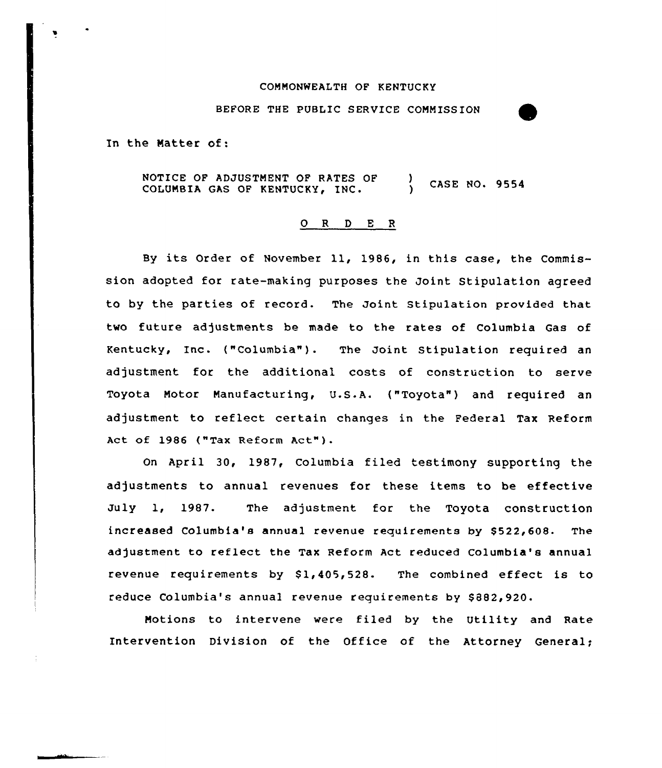COMMONWEALTH OF KENTUCKY

BEFORE THE PUBLIC SERVICE COMMISSION

In the Matter of:

NOTICE OF ADJUSTMENT OF RATES OF COLUMBIA GAS OF KENTUCKY, INC. ) CASE NO. 9554

## O R D E R

By its Order of November 11, 1986, in this case, the Commission adopted for rate-making purposes the Joint Stipulation agreed to by the parties of record. The Joint Stipulation provided that two future adjustments be made to the rates of Columbia Gas of Kentucky, Inc. ("Columbia"). The Joint Stipulation required an adjustment for the additional costs of construction to serve Toyota Motor Manufacturing, U.S.A. ("Toyota") and required an adjustment to reflect certain changes in the Federal Tax Reform Act of 1986 ("Tax Reform Act").

On April 30, 1987, Columbia filed testimony supporting the adjustments to annual revenues for these items to be effective July 1, 1987. The adjustment for the Toyota construction increased Columbia's annual revenue requirements by $522,608. The adjustment to reflect the Tax Reform Act reduced Columbia's annual revenue requirements by $1,405,528. The combined effect is to reduce Columbia's annual revenue requirements by $882,920.

Motions to intervene were filed by the Utility and Rate Intervention Division of the Office of the Attorney General;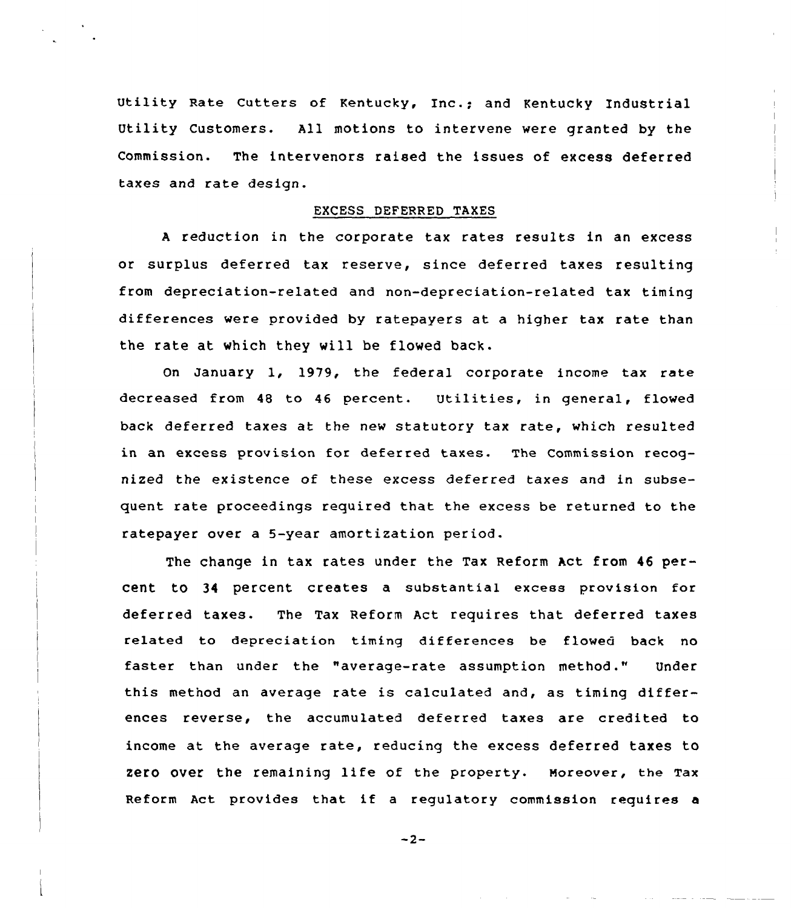Utility Rate Cutters of Kentucky, Inc.; and Kentucky Industrial Utility Customers. All motions to intervene were granted by the Commission. The intervenors raised the issues of excess deferred taxes and rate design.

## EXCESS DEFERRED TAXES

A reduction in the corporate tax rates results in an excess or surplus deferred tax reserve, since deferred taxes resulting from depreciation-related and non-depreciation-related tax timing differences were provided by ratepayers at a higher tax rate than the rate at which they will be flowed back.

On January 1, 1979, the federal corporate income tax rate decreased from 48 to 46 percent. Utilities, in general, flowed back deferred taxes at the new statutory tax rate, which resulted in an excess provision for deferred taxes. The Commission recognized the existence of these excess deferred taxes and in subsequent rate proceedings required that the excess be returned to the ratepayer over a 5-year amortization period.

The change in tax rates under the Tax Reform Act from 46 percent to 34 percent creates a substantial excess provision for deferred taxes. The Tax Reform Act requires that deferred taxes related to depreciation timing differences be flowed back no faster than under the "average-rate assumption method." Under this method an average rate is calculated and, as timing differences reverse, the accumulated deferred taxes are credited to income at the average rate, reducing the excess deferred taxes to zero over the remaining life of the property. Moreover, the Tax Reform Act provides that if a regulatory commission requires a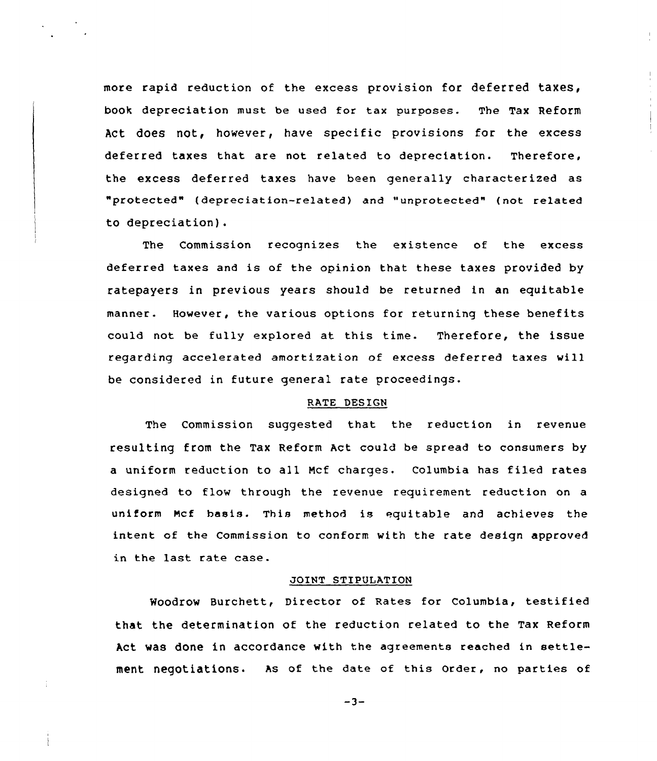more rapid reduction of the excess provision for deferred taxes, book depreciation must be used for tax purposes. The Tax Reform Act does not, however, have specific provisions for the excess deferred taxes that are not related to depreciation. Therefore, the excess deferred taxes have been generally characterized as "protected" (depreciation-related) and "unprotected" (not related to depreciation).

The Commission recognizes the existence of the excess deferred taxes and is of the opinion that these taxes provided by ratepayers in previous years should be returned in an equitable manner. However, the various options for returning these benefits could not be fully explored at this time. Therefore, the issue regarding accelerated amortization of excess deferred taxes will be considered in future general rate proceedings.

## RATE DESIGN

The Commission suggested that the reduction in revenue resulting from the Tax Reform Act could be spread to consumers by a uniform reduction to all Mcf charges. Columbia has filed rates designed to flow through the revenue requirement reduction on a uniform Mcf basis. This method is equitable and achieves the intent of the Commission to conform with the rate design approved in the last rate case.

## JOINT STIPULATION

Woodrow Burchett, Director of Rates for Columbia, testified that the determination of the reduction related to the Tax Reform Act was done in accordance with the agreements reached in settlement negotiations. As of the date of this Order, no parties of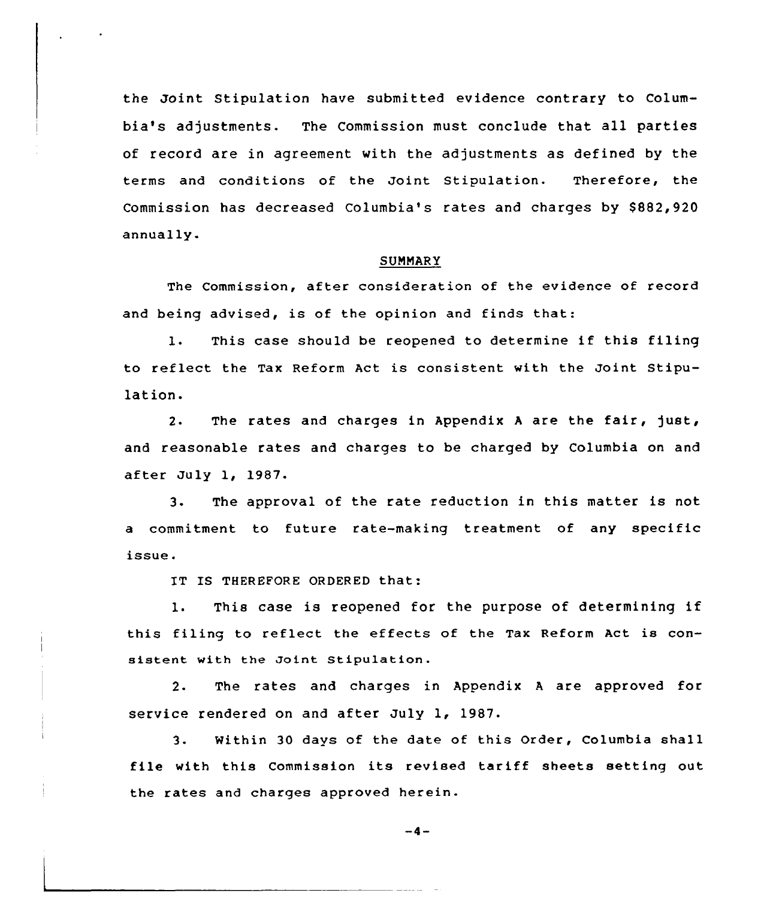the Joint Stipulation have submitted evidence contrary to Columbia's adjustments. The Commission must conclude that all parties of record are in agreement with the adjustments as defined by the terms and conditions of the Joint Stipulation. Therefore, the Commission has decreased Columbia's rates and charges by $882,920 annually.

## SUMMARY

The Commission, after consideration of the evidence of record and being advised, is of the opinion and finds that:

1. This case should be reopened to determine if this filing to reflect the Tax Reform Act is consistent with the Joint Stipulation.

2. The rates and charges in Appendix A are the fair, just, and reasonable rates and charges to be charged by Columbia on and after July 1, 1987.

3. The approval of the rate reduction in this matter is not a commitment to future rate-making treatment of any specific issue.

IT IS THEREFORE ORDERED that:

1. This case is reopened for the purpose of determining if this filing to reflect the effects of the Tax Reform Act is consistent with the Joint Stipulation.

2. The rates and charges in Appendix A are approved for service rendered on and after July 1, 1987.

3. Within 30 days of the date of this Order, Columbia shall file with this Commission its revised tariff sheets setting out the rates and charges approved herein.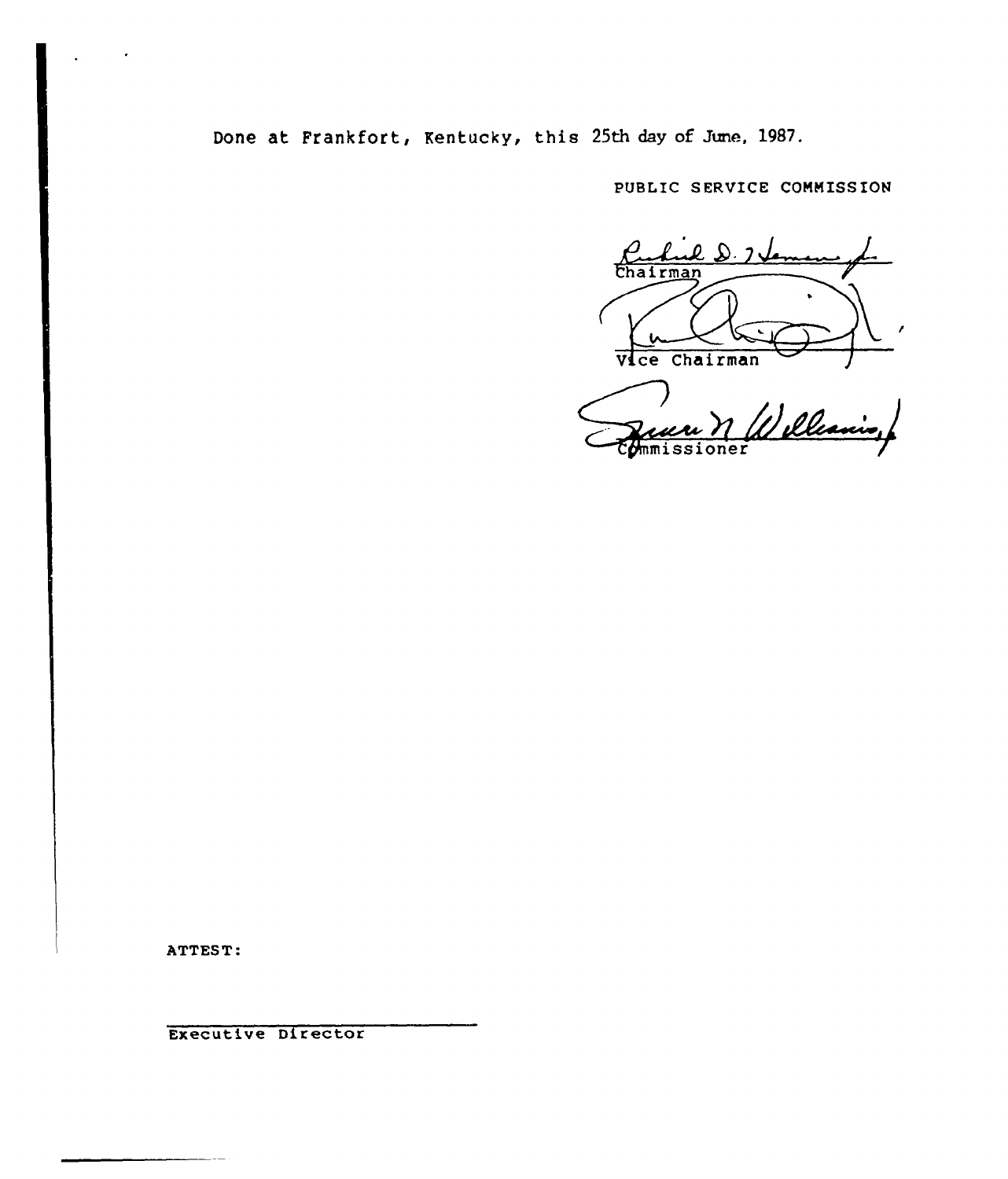Done at Frankfort, Kentucky, this 25th day of June, 1987.

PUBLIC SERVICE COMMISSION

Chairman

Vice Chairman

Commissioner

ATTEST:

Executive Director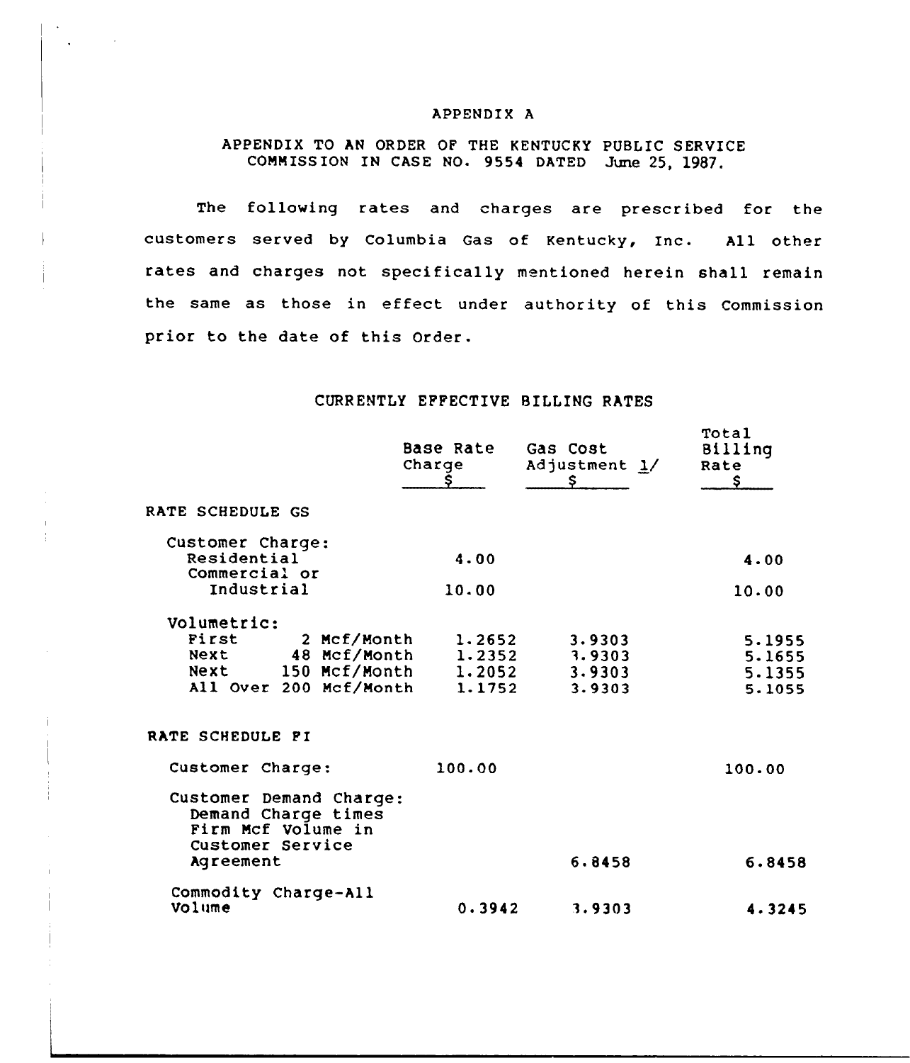APPENDIX A

APPENDIX TO AN ORDER OF THE KENTUCKY PUBLIC SERVICE COMMISSION IN CASE NO. 9554 DATED June 25, 1987.

The following rates and charges are prescribed for the customers served by Columbia Gas of Kentucky, Inc. All other rates and charges not specifically mentioned herein shall remain the same as those in effect under authority of this Commission prior to the date of this Order.

CURRENTLY EFFECTIVE BILLING RATES

| | Base Rate Charge $ | Gas Cost Adjustment 1/ $ | Total Billing Rate $ |
|---|---|---|---|
| RATE SCHEDULE GS | | | |
| Customer Charge: | | | |
| Residential | 4.00 | | 4.00 |
| Commercial or Industrial | 10.00 | | 10.00 |
| Volumetric: | | | |
| First 2 Mcf/Month | 1.2652 | 3.9303 | 5.1955 |
| Next 48 Mcf/Month | 1.2352 | 3.9303 | 5.1655 |
| Next 150 Mcf/Month | 1.2052 | 3.9303 | 5.1355 |
| All Over 200 Mcf/Month | 1.1752 | 3.9303 | 5.1055 |
| RATE SCHEDULE FI | | | |
| Customer Charge: | 100.00 | | 100.00 |
| Customer Demand Charge: Demand Charge times Firm Mcf Volume in Customer Service Agreement | | 6.8458 | 6.8458 |
| Commodity Charge-All Volume | 0.3942 | 3.9303 | 4.3245 |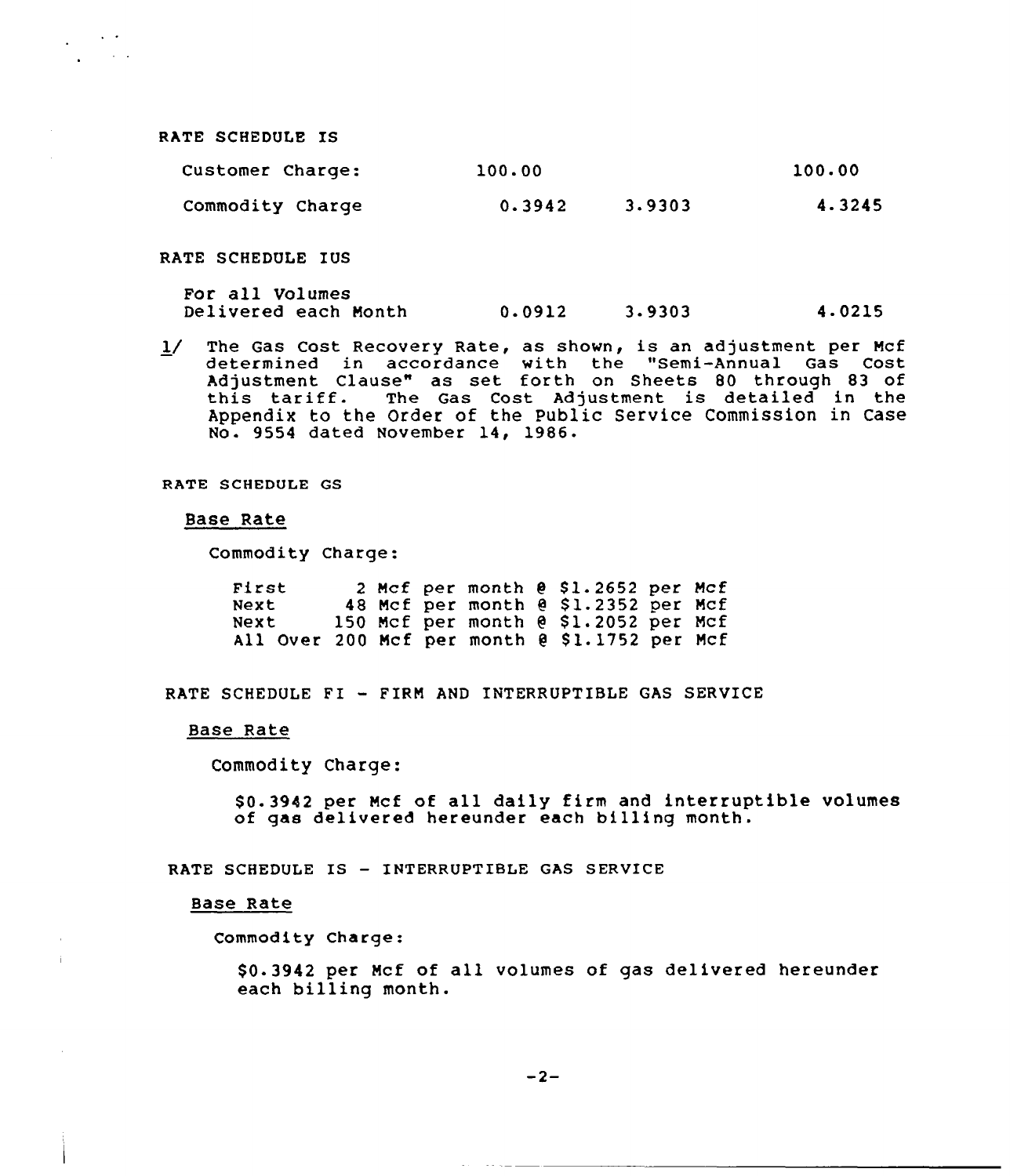RATE SCHEDULE IS

| | | | |
|---|---|---|---|
| Customer Charge: | 100.00 | | 100.00 |
| Commodity Charge | 0.3942 | 3.9303 | 4.3245 |

RATE SCHEDULE IUS

| | | | |
|---|---|---|---|
| For all Volumes Delivered each Month | 0.0912 | 3.9303 | 4.0215 |

1/ The Gas Cost Recovery Rate, as shown, is an adjustment per Mcf determined in accordance with the "Semi-Annual Gas Cost Adjustment Clause" as set forth on Sheets 80 through 83 of this tariff. The Gas Cost Adjustment is detailed in the Appendix to the Order of the Public Service Commission in Case No. 9554 dated November 14, 1986.

RATE SCHEDULE GS

Base Rate

Commodity Charge:

| | | | |
|---|---|---|---|
| First | 2 Mcf per month | @ $1.2652 | per Mcf |
| Next | 48 Mcf per month | @ $1.2352 | per Mcf |
| Next | 150 Mcf per month | @ $1.2052 | per Mcf |
| All Over | 200 Mcf per month | @ $1.1752 | per Mcf |

RATE SCHEDULE FI - FIRM AND INTERRUPTIBLE GAS SERVICE

Base Rate

Commodity Charge:

$0.3942 per Mcf of all daily firm and interruptible volumes of gas delivered hereunder each billing month.

RATE SCHEDULE IS - INTERRUPTIBLE GAS SERVICE

Base Rate

Commodity Charge:

$0.3942 per Mcf of all volumes of gas delivered hereunder each billing month.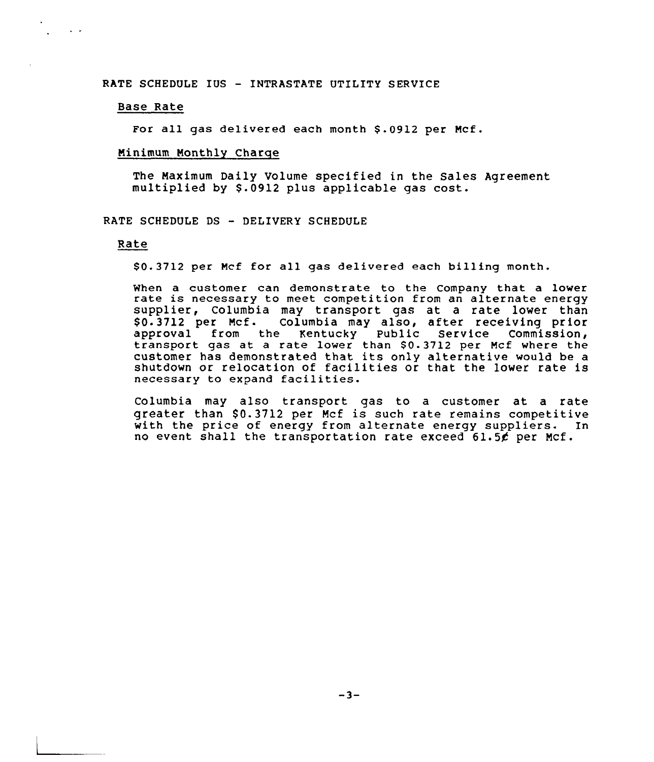RATE SCHEDULE IUS - INTRASTATE UTILITY SERVICE

Base Rate

For all gas delivered each month $.0912 per Mcf.

Minimum Monthly Charge

The Maximum Daily Volume specified in the Sales Agreement multiplied by $.0912 plus applicable gas cost.

RATE SCHEDULE DS - DELIVERY SCHEDULE

Rate

$0.3712 per Mcf for all gas delivered each billing month.

When a customer can demonstrate to the Company that a lower rate is necessary to meet competition from an alternate energy supplier, Columbia may transport gas at a rate lower than $0.3712 per Mcf. Columbia may also, after receiving prior approval from the Kentucky Public Service Commission, transport gas at a rate lower than $0.3712 per Mcf where the customer has demonstrated that its only alternative would be a shutdown or relocation of facilities or that the lower rate is necessary to expand facilities.

Columbia may also transport gas to a customer at a rate greater than $0.3712 per Mcf is such rate remains competitive with the price of energy from alternate energy suppliers. In no event shall the transportation rate exceed 61.5¢ per Mcf.